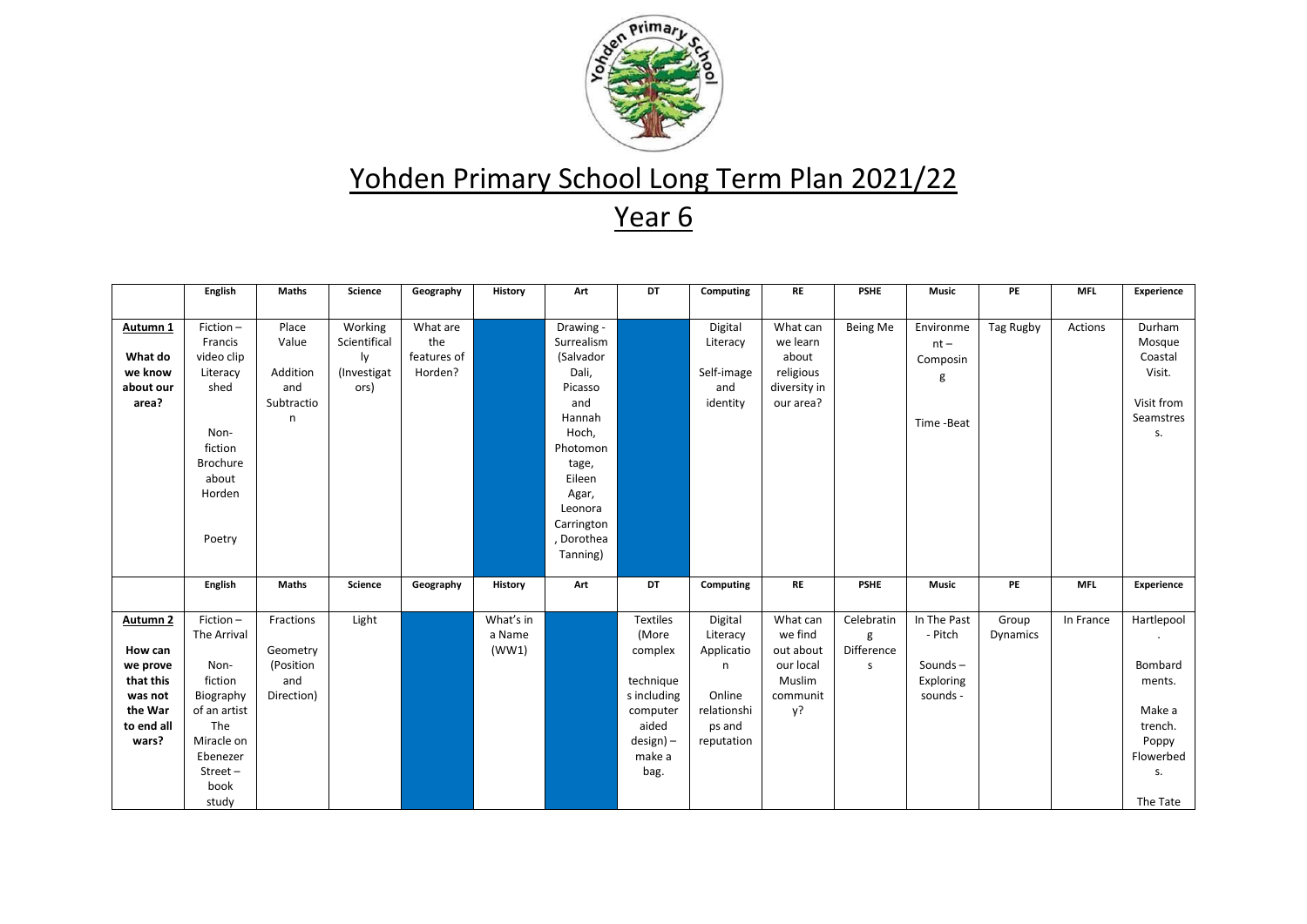# Yohden Primary School Long Term Plan 2021/22

## Year 6

| | English | Maths | Science | Geography | History | Art | DT | Computing | RE | PSHE | Music | PE | MFL | Experience |
|---|---|---|---|---|---|---|---|---|---|---|---|---|---|---|
| **Autumn 1** **What do we know about our area?** | Fiction – Francis video clip Literacy shed Non-fiction Brochure about Horden Poetry | Place Value Addition and Subtraction | Working Scientifically (Investigators) | What are the features of Horden? | | Drawing - Surrealism (Salvador Dali, Picasso and Hannah Hoch, Photomontage, Eileen Agar, Leonora Carrington, Dorothea Tanning) | | Digital Literacy Self-image and identity | What can we learn about religious diversity in our area? | Being Me | Environment – Composing Time -Beat | Tag Rugby | Actions | Durham Mosque Coastal Visit. Visit from Seamstress. |
| | **English** | **Maths** | **Science** | **Geography** | **History** | **Art** | **DT** | **Computing** | **RE** | **PSHE** | **Music** | **PE** | **MFL** | **Experience** |
| **Autumn 2** **How can we prove that this was not the War to end all wars?** | Fiction – The Arrival Non-fiction Biography of an artist The Miracle on Ebenezer Street – book study | Fractions Geometry (Position and Direction) | Light | | What's in a Name (WW1) | | Textiles (More complex techniques including computer aided design) – make a bag. | Digital Literacy Application Online relationships and reputation | What can we find out about our local Muslim community? | Celebrating Differences | In The Past - Pitch Sounds – Exploring sounds - | Group Dynamics | In France | Hartlepool. Bombardments. Make a trench. Poppy Flowerbeds. The Tate |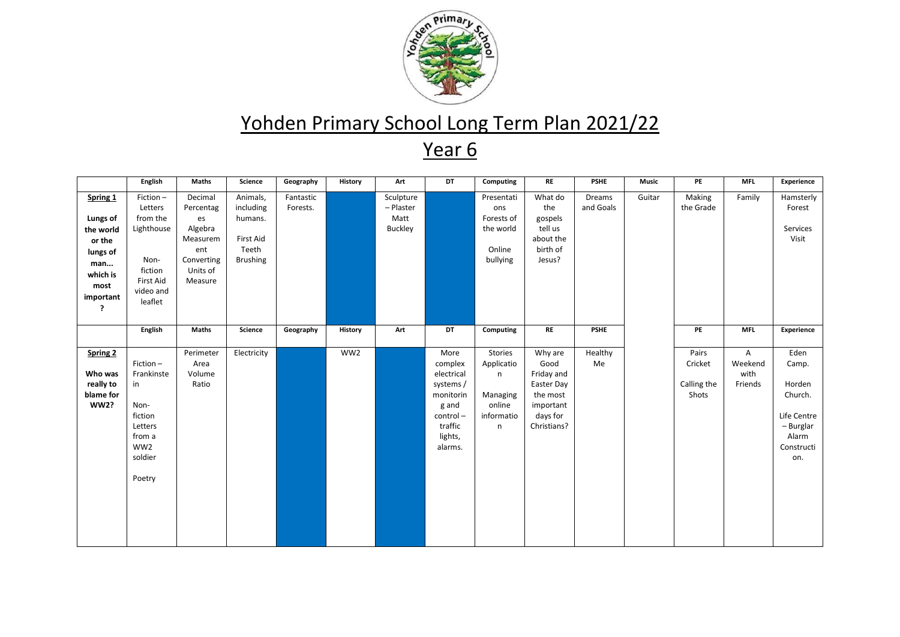# Yohden Primary School Long Term Plan 2021/22

## Year 6

| | English | Maths | Science | Geography | History | Art | DT | Computing | RE | PSHE | Music | PE | MFL | Experience |
|---|---|---|---|---|---|---|---|---|---|---|---|---|---|---|
| **Spring 1** **Lungs of the world or the lungs of man... which is most important?** | Fiction – Letters from the Lighthouse Non-fiction First Aid video and leaflet | Decimal Percentages Algebra Measurement Converting Units of Measure | Animals, including humans. First Aid Teeth Brushing | Fantastic Forests. | | Sculpture – Plaster Matt Buckley | | Presentations Forests of the world Online bullying | What do the gospels tell us about the birth of Jesus? | Dreams and Goals | Guitar | Making the Grade | Family | Hamsterly Forest Services Visit |
| | **English** | **Maths** | **Science** | **Geography** | **History** | **Art** | **DT** | **Computing** | **RE** | **PSHE** | | **PE** | **MFL** | **Experience** |
| **Spring 2** **Who was really to blame for WW2?** | Fiction – Frankinstein Non-fiction Letters from a WW2 soldier Poetry | Perimeter Area Volume Ratio | Electricity | | WW2 | | More complex electrical systems / monitoring and control – traffic lights, alarms. | Stories Application Managing online information | Why are Good Friday and Easter Day the most important days for Christians? | Healthy Me | | Pairs Cricket Calling the Shots | A Weekend with Friends | Eden Camp. Horden Church. Life Centre – Burglar Alarm Construction. |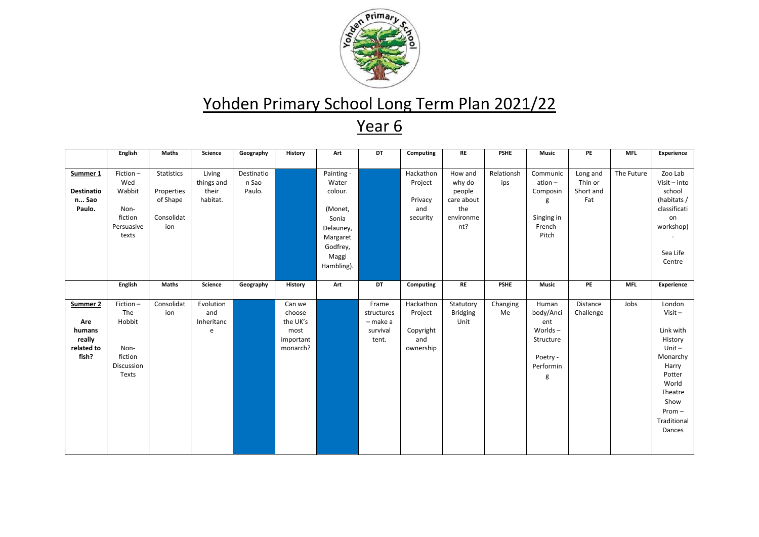# Yohden Primary School Long Term Plan 2021/22

## Year 6

| | English | Maths | Science | Geography | History | Art | DT | Computing | RE | PSHE | Music | PE | MFL | Experience |
|---|---|---|---|---|---|---|---|---|---|---|---|---|---|---|
| **Summer 1** **Destination... Sao Paulo.** | Fiction – Wed Wabbit Non-fiction Persuasive texts | Statistics Properties of Shape Consolidation | Living things and their habitat. | Destination Sao Paulo. | | Painting - Water colour. (Monet, Sonia Delauney, Margaret Godfrey, Maggi Hambling). | | Hackathon Project Privacy and security | How and why do people care about the environment? | Relationships | Communication – Composing Singing in French- Pitch | Long and Thin or Short and Fat | The Future | Zoo Lab Visit – into school (habitats / classification workshop) . Sea Life Centre |
| | **English** | **Maths** | **Science** | **Geography** | **History** | **Art** | **DT** | **Computing** | **RE** | **PSHE** | **Music** | **PE** | **MFL** | **Experience** |
| **Summer 2** **Are humans really related to fish?** | Fiction – The Hobbit Non-fiction Discussion Texts | Consolidation | Evolution and Inheritance | | Can we choose the UK's most important monarch? | | Frame structures – make a survival tent. | Hackathon Project Copyright and ownership | Statutory Bridging Unit | Changing Me | Human body/Ancient Worlds – Structure Poetry - Performing | Distance Challenge | Jobs | London Visit – Link with History Unit – Monarchy Harry Potter World Theatre Show Prom – Traditional Dances |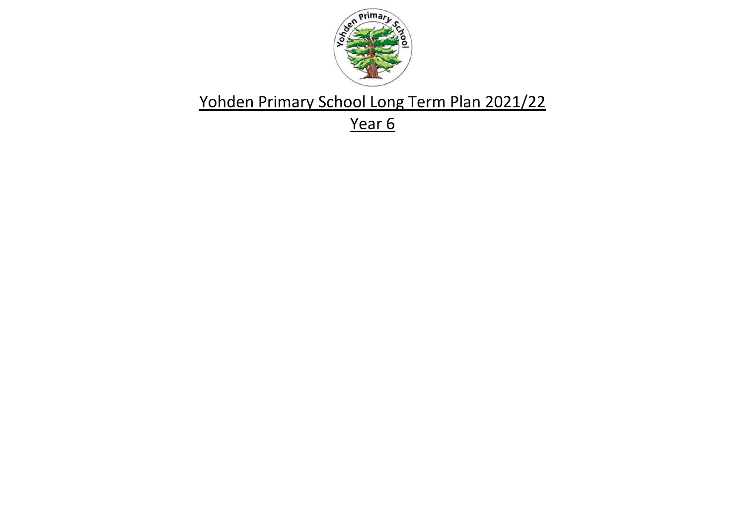# Yohden Primary School Long Term Plan 2021/22

## Year 6